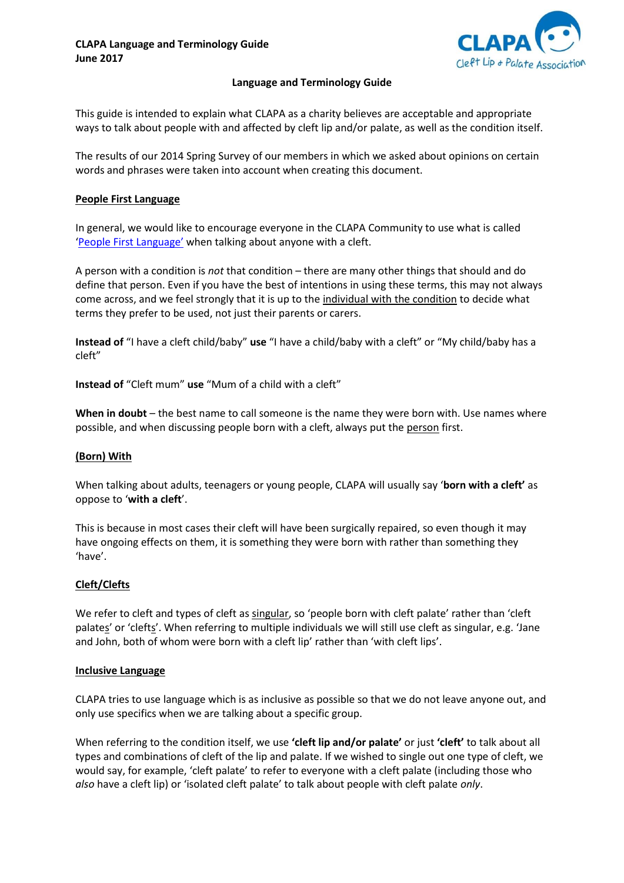**CLAPA Language and Terminology Guide**
**June 2017**

# Language and Terminology Guide

This guide is intended to explain what CLAPA as a charity believes are acceptable and appropriate ways to talk about people with and affected by cleft lip and/or palate, as well as the condition itself.

The results of our 2014 Spring Survey of our members in which we asked about opinions on certain words and phrases were taken into account when creating this document.

## People First Language

In general, we would like to encourage everyone in the CLAPA Community to use what is called 'People First Language' when talking about anyone with a cleft.

A person with a condition is *not* that condition – there are many other things that should and do define that person. Even if you have the best of intentions in using these terms, this may not always come across, and we feel strongly that it is up to the individual with the condition to decide what terms they prefer to be used, not just their parents or carers.

**Instead of** "I have a cleft child/baby" **use** "I have a child/baby with a cleft" or "My child/baby has a cleft"

**Instead of** "Cleft mum" **use** "Mum of a child with a cleft"

**When in doubt** – the best name to call someone is the name they were born with. Use names where possible, and when discussing people born with a cleft, always put the person first.

## (Born) With

When talking about adults, teenagers or young people, CLAPA will usually say '**born with a cleft'** as oppose to '**with a cleft**'.

This is because in most cases their cleft will have been surgically repaired, so even though it may have ongoing effects on them, it is something they were born with rather than something they 'have'.

## Cleft/Clefts

We refer to cleft and types of cleft as singular, so 'people born with cleft palate' rather than 'cleft palates' or 'clefts'. When referring to multiple individuals we will still use cleft as singular, e.g. 'Jane and John, both of whom were born with a cleft lip' rather than 'with cleft lips'.

## Inclusive Language

CLAPA tries to use language which is as inclusive as possible so that we do not leave anyone out, and only use specifics when we are talking about a specific group.

When referring to the condition itself, we use **'cleft lip and/or palate'** or just **'cleft'** to talk about all types and combinations of cleft of the lip and palate. If we wished to single out one type of cleft, we would say, for example, 'cleft palate' to refer to everyone with a cleft palate (including those who *also* have a cleft lip) or 'isolated cleft palate' to talk about people with cleft palate *only*.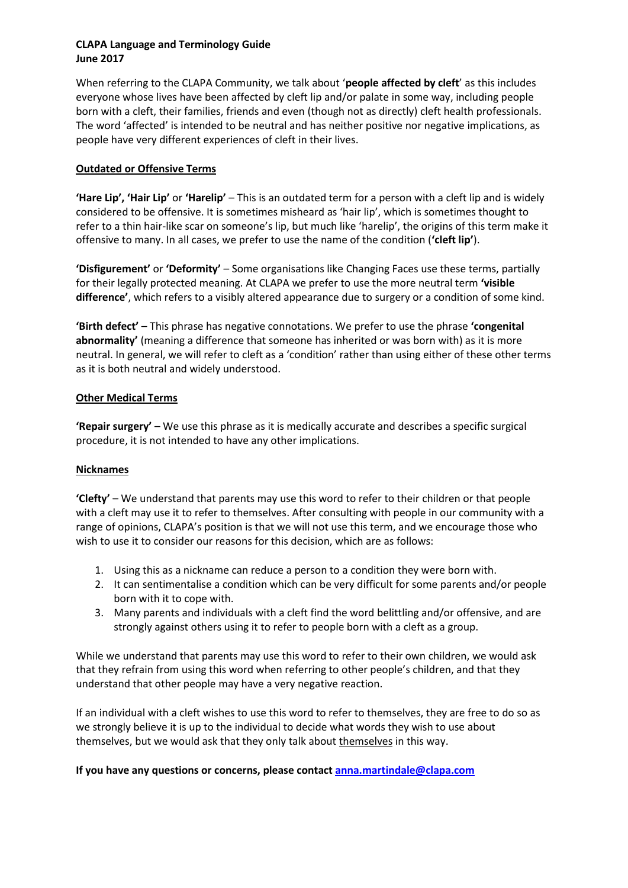**CLAPA Language and Terminology Guide**
**June 2017**

When referring to the CLAPA Community, we talk about '**people affected by cleft**' as this includes everyone whose lives have been affected by cleft lip and/or palate in some way, including people born with a cleft, their families, friends and even (though not as directly) cleft health professionals. The word 'affected' is intended to be neutral and has neither positive nor negative implications, as people have very different experiences of cleft in their lives.

**Outdated or Offensive Terms**

**'Hare Lip', 'Hair Lip'** or **'Harelip'** – This is an outdated term for a person with a cleft lip and is widely considered to be offensive. It is sometimes misheard as 'hair lip', which is sometimes thought to refer to a thin hair-like scar on someone's lip, but much like 'harelip', the origins of this term make it offensive to many. In all cases, we prefer to use the name of the condition (**'cleft lip'**).

**'Disfigurement'** or **'Deformity'** – Some organisations like Changing Faces use these terms, partially for their legally protected meaning. At CLAPA we prefer to use the more neutral term **'visible difference'**, which refers to a visibly altered appearance due to surgery or a condition of some kind.

**'Birth defect'** – This phrase has negative connotations. We prefer to use the phrase **'congenital abnormality'** (meaning a difference that someone has inherited or was born with) as it is more neutral. In general, we will refer to cleft as a 'condition' rather than using either of these other terms as it is both neutral and widely understood.

**Other Medical Terms**

**'Repair surgery'** – We use this phrase as it is medically accurate and describes a specific surgical procedure, it is not intended to have any other implications.

**Nicknames**

**'Clefty'** – We understand that parents may use this word to refer to their children or that people with a cleft may use it to refer to themselves. After consulting with people in our community with a range of opinions, CLAPA's position is that we will not use this term, and we encourage those who wish to use it to consider our reasons for this decision, which are as follows:

1. Using this as a nickname can reduce a person to a condition they were born with.
2. It can sentimentalise a condition which can be very difficult for some parents and/or people born with it to cope with.
3. Many parents and individuals with a cleft find the word belittling and/or offensive, and are strongly against others using it to refer to people born with a cleft as a group.

While we understand that parents may use this word to refer to their own children, we would ask that they refrain from using this word when referring to other people's children, and that they understand that other people may have a very negative reaction.

If an individual with a cleft wishes to use this word to refer to themselves, they are free to do so as we strongly believe it is up to the individual to decide what words they wish to use about themselves, but we would ask that they only talk about themselves in this way.

**If you have any questions or concerns, please contact anna.martindale@clapa.com**